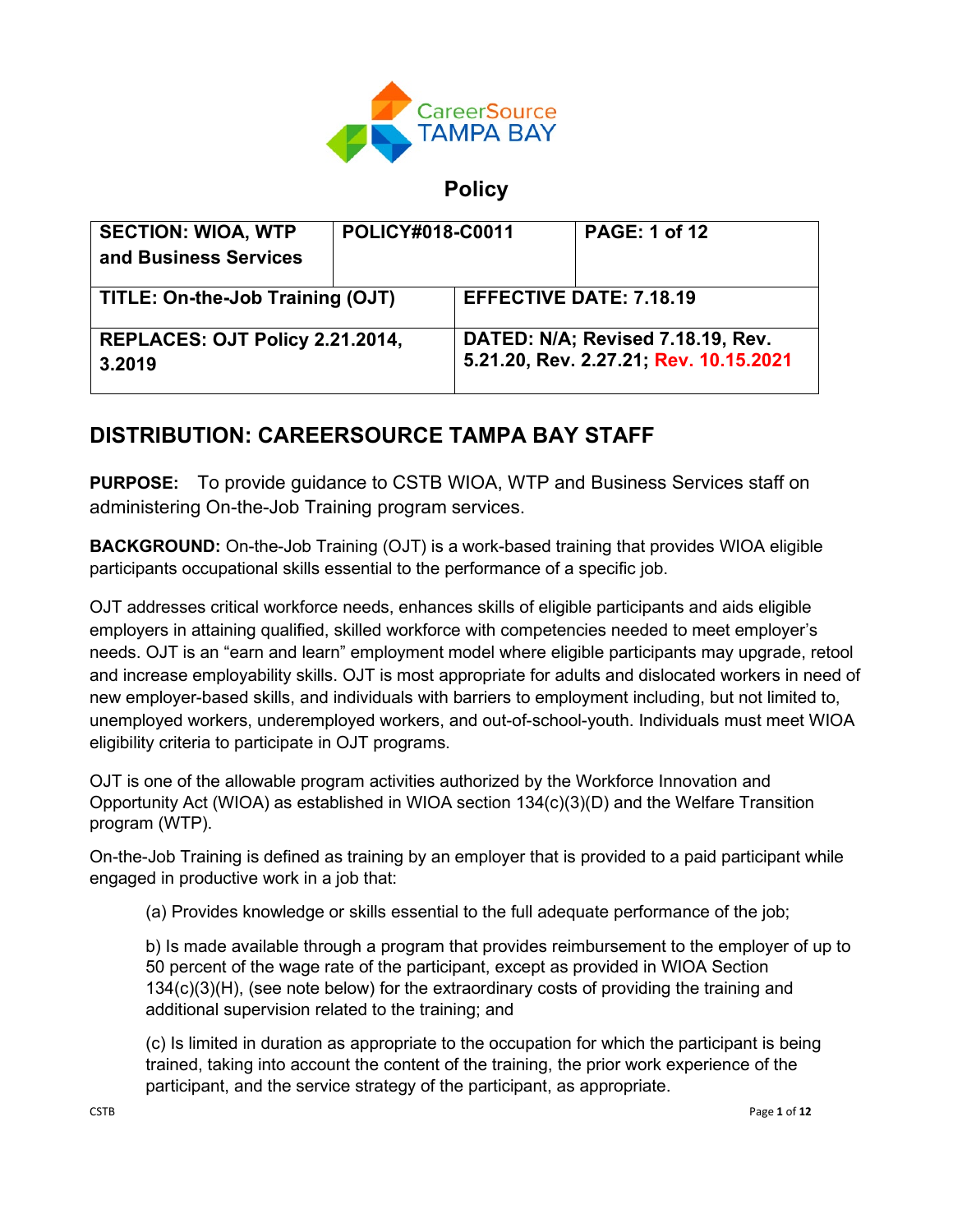CareerSource TAMPA BAY

# Policy

| SECTION: WIOA, WTP and Business Services | POLICY#018-C0011 | PAGE: 1 of 12 |
| --- | --- | --- |
| TITLE: On-the-Job Training (OJT) | EFFECTIVE DATE: 7.18.19 | |
| REPLACES: OJT Policy 2.21.2014, 3.2019 | DATED: N/A; Revised 7.18.19, Rev. 5.21.20, Rev. 2.27.21; Rev. 10.15.2021 | |

## DISTRIBUTION: CAREERSOURCE TAMPA BAY STAFF

**PURPOSE:** To provide guidance to CSTB WIOA, WTP and Business Services staff on administering On-the-Job Training program services.

**BACKGROUND:** On-the-Job Training (OJT) is a work-based training that provides WIOA eligible participants occupational skills essential to the performance of a specific job.

OJT addresses critical workforce needs, enhances skills of eligible participants and aids eligible employers in attaining qualified, skilled workforce with competencies needed to meet employer's needs. OJT is an "earn and learn" employment model where eligible participants may upgrade, retool and increase employability skills. OJT is most appropriate for adults and dislocated workers in need of new employer-based skills, and individuals with barriers to employment including, but not limited to, unemployed workers, underemployed workers, and out-of-school-youth. Individuals must meet WIOA eligibility criteria to participate in OJT programs.

OJT is one of the allowable program activities authorized by the Workforce Innovation and Opportunity Act (WIOA) as established in WIOA section 134(c)(3)(D) and the Welfare Transition program (WTP).

On-the-Job Training is defined as training by an employer that is provided to a paid participant while engaged in productive work in a job that:

(a) Provides knowledge or skills essential to the full adequate performance of the job;

b) Is made available through a program that provides reimbursement to the employer of up to 50 percent of the wage rate of the participant, except as provided in WIOA Section 134(c)(3)(H), (see note below) for the extraordinary costs of providing the training and additional supervision related to the training; and

(c) Is limited in duration as appropriate to the occupation for which the participant is being trained, taking into account the content of the training, the prior work experience of the participant, and the service strategy of the participant, as appropriate.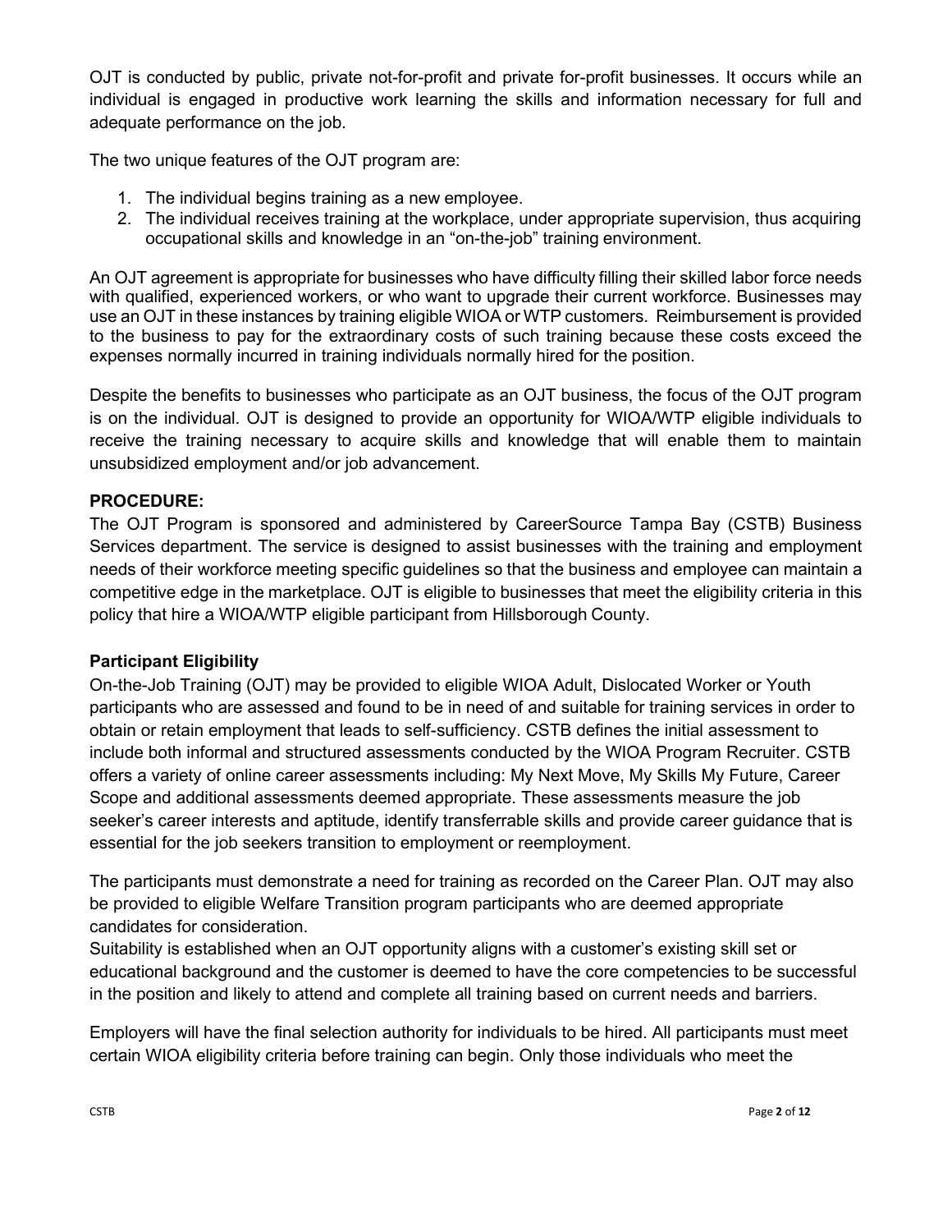OJT is conducted by public, private not-for-profit and private for-profit businesses. It occurs while an individual is engaged in productive work learning the skills and information necessary for full and adequate performance on the job.

The two unique features of the OJT program are:

1. The individual begins training as a new employee.
2. The individual receives training at the workplace, under appropriate supervision, thus acquiring occupational skills and knowledge in an "on-the-job" training environment.

An OJT agreement is appropriate for businesses who have difficulty filling their skilled labor force needs with qualified, experienced workers, or who want to upgrade their current workforce. Businesses may use an OJT in these instances by training eligible WIOA or WTP customers. Reimbursement is provided to the business to pay for the extraordinary costs of such training because these costs exceed the expenses normally incurred in training individuals normally hired for the position.

Despite the benefits to businesses who participate as an OJT business, the focus of the OJT program is on the individual. OJT is designed to provide an opportunity for WIOA/WTP eligible individuals to receive the training necessary to acquire skills and knowledge that will enable them to maintain unsubsidized employment and/or job advancement.

**PROCEDURE:**

The OJT Program is sponsored and administered by CareerSource Tampa Bay (CSTB) Business Services department. The service is designed to assist businesses with the training and employment needs of their workforce meeting specific guidelines so that the business and employee can maintain a competitive edge in the marketplace. OJT is eligible to businesses that meet the eligibility criteria in this policy that hire a WIOA/WTP eligible participant from Hillsborough County.

**Participant Eligibility**

On-the-Job Training (OJT) may be provided to eligible WIOA Adult, Dislocated Worker or Youth participants who are assessed and found to be in need of and suitable for training services in order to obtain or retain employment that leads to self-sufficiency. CSTB defines the initial assessment to include both informal and structured assessments conducted by the WIOA Program Recruiter. CSTB offers a variety of online career assessments including: My Next Move, My Skills My Future, Career Scope and additional assessments deemed appropriate. These assessments measure the job seeker's career interests and aptitude, identify transferrable skills and provide career guidance that is essential for the job seekers transition to employment or reemployment.

The participants must demonstrate a need for training as recorded on the Career Plan. OJT may also be provided to eligible Welfare Transition program participants who are deemed appropriate candidates for consideration.

Suitability is established when an OJT opportunity aligns with a customer's existing skill set or educational background and the customer is deemed to have the core competencies to be successful in the position and likely to attend and complete all training based on current needs and barriers.

Employers will have the final selection authority for individuals to be hired. All participants must meet certain WIOA eligibility criteria before training can begin. Only those individuals who meet the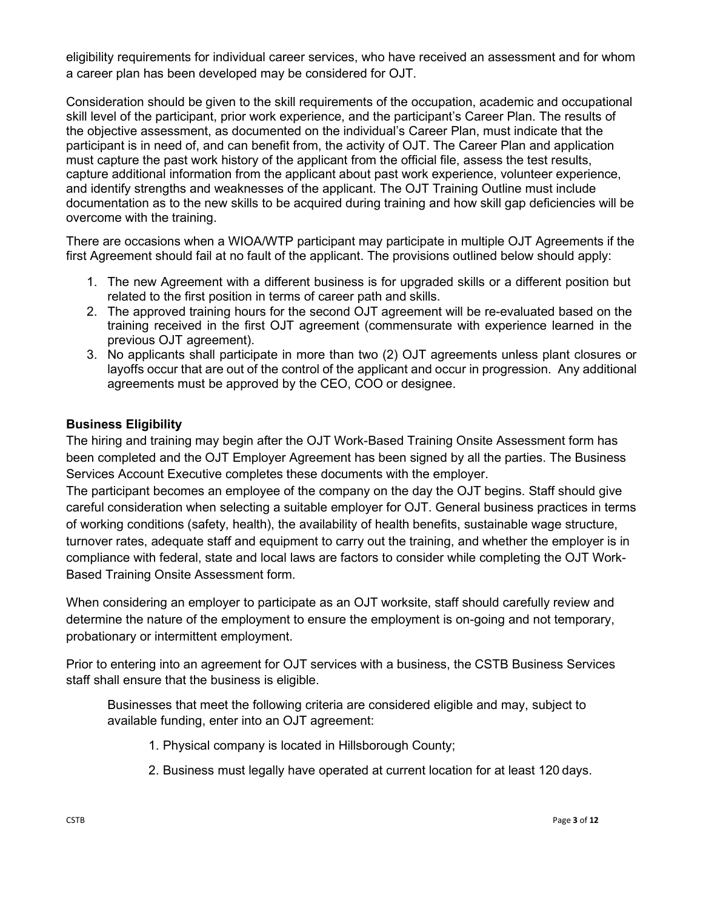eligibility requirements for individual career services, who have received an assessment and for whom a career plan has been developed may be considered for OJT.

Consideration should be given to the skill requirements of the occupation, academic and occupational skill level of the participant, prior work experience, and the participant's Career Plan. The results of the objective assessment, as documented on the individual's Career Plan, must indicate that the participant is in need of, and can benefit from, the activity of OJT. The Career Plan and application must capture the past work history of the applicant from the official file, assess the test results, capture additional information from the applicant about past work experience, volunteer experience, and identify strengths and weaknesses of the applicant. The OJT Training Outline must include documentation as to the new skills to be acquired during training and how skill gap deficiencies will be overcome with the training.

There are occasions when a WIOA/WTP participant may participate in multiple OJT Agreements if the first Agreement should fail at no fault of the applicant. The provisions outlined below should apply:

1. The new Agreement with a different business is for upgraded skills or a different position but related to the first position in terms of career path and skills.
2. The approved training hours for the second OJT agreement will be re-evaluated based on the training received in the first OJT agreement (commensurate with experience learned in the previous OJT agreement).
3. No applicants shall participate in more than two (2) OJT agreements unless plant closures or layoffs occur that are out of the control of the applicant and occur in progression. Any additional agreements must be approved by the CEO, COO or designee.

**Business Eligibility**

The hiring and training may begin after the OJT Work-Based Training Onsite Assessment form has been completed and the OJT Employer Agreement has been signed by all the parties. The Business Services Account Executive completes these documents with the employer.

The participant becomes an employee of the company on the day the OJT begins. Staff should give careful consideration when selecting a suitable employer for OJT. General business practices in terms of working conditions (safety, health), the availability of health benefits, sustainable wage structure, turnover rates, adequate staff and equipment to carry out the training, and whether the employer is in compliance with federal, state and local laws are factors to consider while completing the OJT Work-Based Training Onsite Assessment form.

When considering an employer to participate as an OJT worksite, staff should carefully review and determine the nature of the employment to ensure the employment is on-going and not temporary, probationary or intermittent employment.

Prior to entering into an agreement for OJT services with a business, the CSTB Business Services staff shall ensure that the business is eligible.

Businesses that meet the following criteria are considered eligible and may, subject to available funding, enter into an OJT agreement:

1. Physical company is located in Hillsborough County;
2. Business must legally have operated at current location for at least 120 days.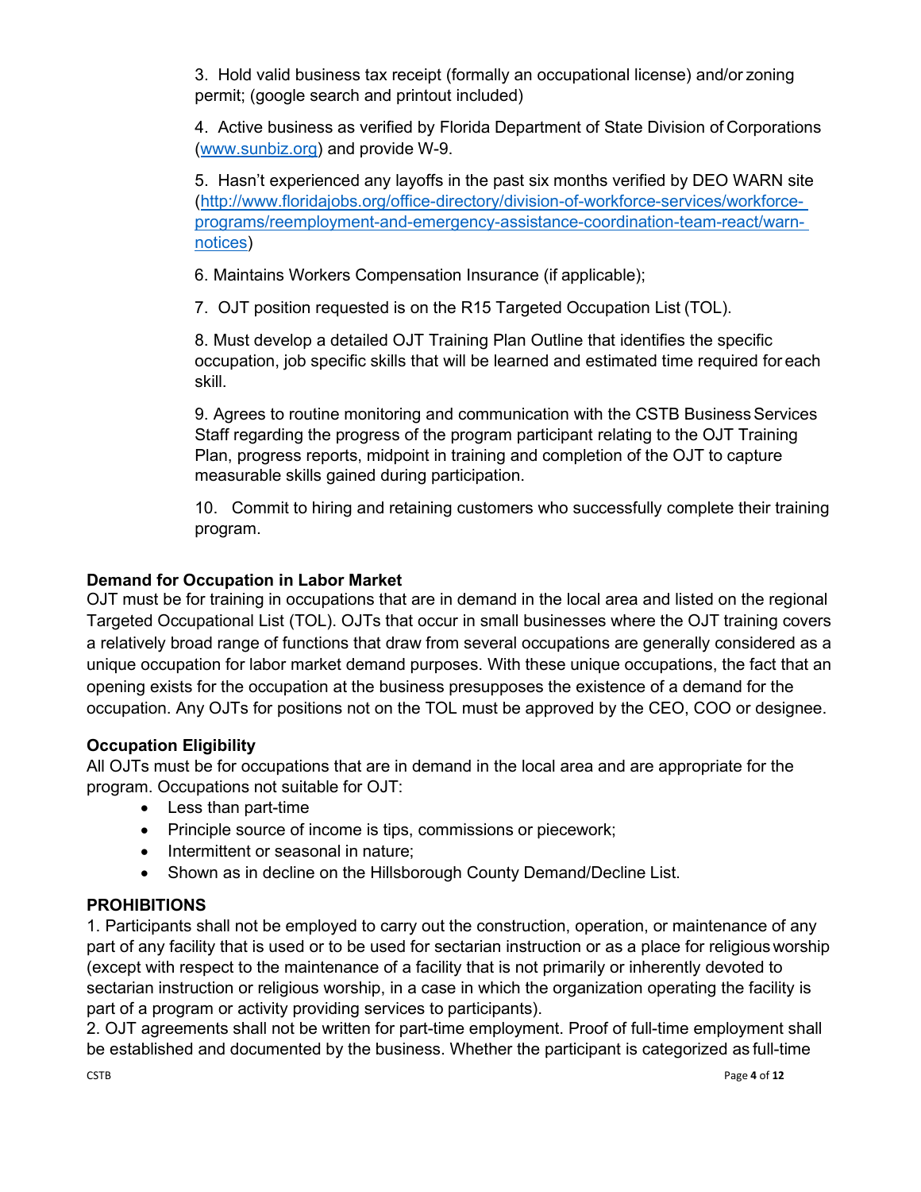3. Hold valid business tax receipt (formally an occupational license) and/or zoning permit; (google search and printout included)

4. Active business as verified by Florida Department of State Division of Corporations ([www.sunbiz.org](www.sunbiz.org)) and provide W-9.

5. Hasn't experienced any layoffs in the past six months verified by DEO WARN site ([http://www.floridajobs.org/office-directory/division-of-workforce-services/workforce-programs/reemployment-and-emergency-assistance-coordination-team-react/warn-notices](http://www.floridajobs.org/office-directory/division-of-workforce-services/workforce-programs/reemployment-and-emergency-assistance-coordination-team-react/warn-notices))

6. Maintains Workers Compensation Insurance (if applicable);

7. OJT position requested is on the R15 Targeted Occupation List (TOL).

8. Must develop a detailed OJT Training Plan Outline that identifies the specific occupation, job specific skills that will be learned and estimated time required for each skill.

9. Agrees to routine monitoring and communication with the CSTB Business Services Staff regarding the progress of the program participant relating to the OJT Training Plan, progress reports, midpoint in training and completion of the OJT to capture measurable skills gained during participation.

10. Commit to hiring and retaining customers who successfully complete their training program.

**Demand for Occupation in Labor Market**

OJT must be for training in occupations that are in demand in the local area and listed on the regional Targeted Occupational List (TOL). OJTs that occur in small businesses where the OJT training covers a relatively broad range of functions that draw from several occupations are generally considered as a unique occupation for labor market demand purposes. With these unique occupations, the fact that an opening exists for the occupation at the business presupposes the existence of a demand for the occupation. Any OJTs for positions not on the TOL must be approved by the CEO, COO or designee.

**Occupation Eligibility**

All OJTs must be for occupations that are in demand in the local area and are appropriate for the program. Occupations not suitable for OJT:

- Less than part-time
- Principle source of income is tips, commissions or piecework;
- Intermittent or seasonal in nature;
- Shown as in decline on the Hillsborough County Demand/Decline List.

**PROHIBITIONS**

1. Participants shall not be employed to carry out the construction, operation, or maintenance of any part of any facility that is used or to be used for sectarian instruction or as a place for religious worship (except with respect to the maintenance of a facility that is not primarily or inherently devoted to sectarian instruction or religious worship, in a case in which the organization operating the facility is part of a program or activity providing services to participants).

2. OJT agreements shall not be written for part-time employment. Proof of full-time employment shall be established and documented by the business. Whether the participant is categorized as full-time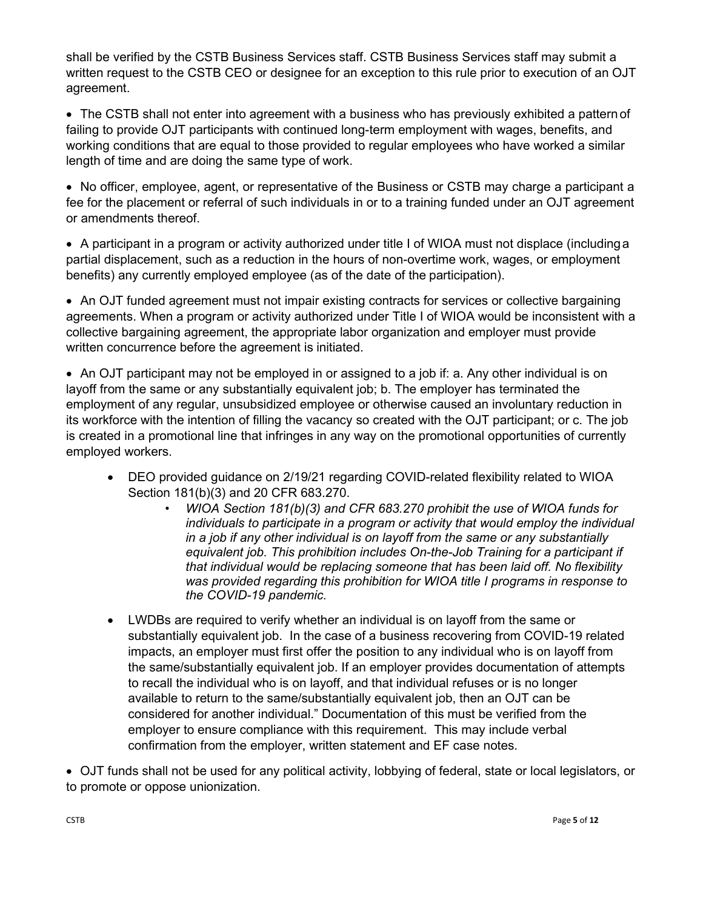shall be verified by the CSTB Business Services staff. CSTB Business Services staff may submit a written request to the CSTB CEO or designee for an exception to this rule prior to execution of an OJT agreement.

- The CSTB shall not enter into agreement with a business who has previously exhibited a pattern of failing to provide OJT participants with continued long-term employment with wages, benefits, and working conditions that are equal to those provided to regular employees who have worked a similar length of time and are doing the same type of work.

- No officer, employee, agent, or representative of the Business or CSTB may charge a participant a fee for the placement or referral of such individuals in or to a training funded under an OJT agreement or amendments thereof.

- A participant in a program or activity authorized under title I of WIOA must not displace (including a partial displacement, such as a reduction in the hours of non-overtime work, wages, or employment benefits) any currently employed employee (as of the date of the participation).

- An OJT funded agreement must not impair existing contracts for services or collective bargaining agreements. When a program or activity authorized under Title I of WIOA would be inconsistent with a collective bargaining agreement, the appropriate labor organization and employer must provide written concurrence before the agreement is initiated.

- An OJT participant may not be employed in or assigned to a job if: a. Any other individual is on layoff from the same or any substantially equivalent job; b. The employer has terminated the employment of any regular, unsubsidized employee or otherwise caused an involuntary reduction in its workforce with the intention of filling the vacancy so created with the OJT participant; or c. The job is created in a promotional line that infringes in any way on the promotional opportunities of currently employed workers.

    - DEO provided guidance on 2/19/21 regarding COVID-related flexibility related to WIOA Section 181(b)(3) and 20 CFR 683.270.
        - *WIOA Section 181(b)(3) and CFR 683.270 prohibit the use of WIOA funds for individuals to participate in a program or activity that would employ the individual in a job if any other individual is on layoff from the same or any substantially equivalent job. This prohibition includes On-the-Job Training for a participant if that individual would be replacing someone that has been laid off. No flexibility was provided regarding this prohibition for WIOA title I programs in response to the COVID-19 pandemic.*
    - LWDBs are required to verify whether an individual is on layoff from the same or substantially equivalent job. In the case of a business recovering from COVID-19 related impacts, an employer must first offer the position to any individual who is on layoff from the same/substantially equivalent job. If an employer provides documentation of attempts to recall the individual who is on layoff, and that individual refuses or is no longer available to return to the same/substantially equivalent job, then an OJT can be considered for another individual." Documentation of this must be verified from the employer to ensure compliance with this requirement. This may include verbal confirmation from the employer, written statement and EF case notes.

- OJT funds shall not be used for any political activity, lobbying of federal, state or local legislators, or to promote or oppose unionization.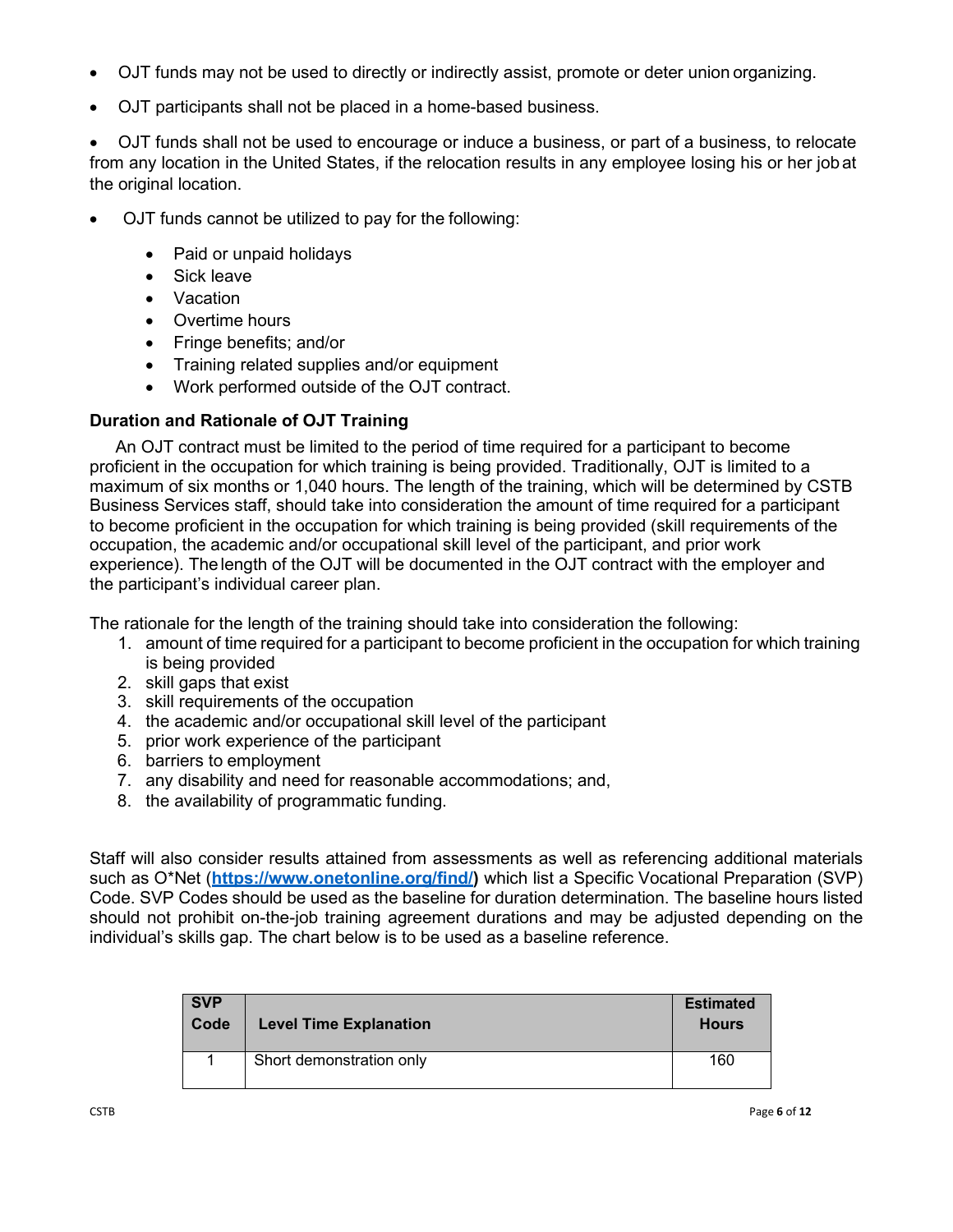- OJT funds may not be used to directly or indirectly assist, promote or deter union organizing.
- OJT participants shall not be placed in a home-based business.
- OJT funds shall not be used to encourage or induce a business, or part of a business, to relocate from any location in the United States, if the relocation results in any employee losing his or her job at the original location.
- OJT funds cannot be utilized to pay for the following:
  - Paid or unpaid holidays
  - Sick leave
  - Vacation
  - Overtime hours
  - Fringe benefits; and/or
  - Training related supplies and/or equipment
  - Work performed outside of the OJT contract.

**Duration and Rationale of OJT Training**

An OJT contract must be limited to the period of time required for a participant to become proficient in the occupation for which training is being provided. Traditionally, OJT is limited to a maximum of six months or 1,040 hours. The length of the training, which will be determined by CSTB Business Services staff, should take into consideration the amount of time required for a participant to become proficient in the occupation for which training is being provided (skill requirements of the occupation, the academic and/or occupational skill level of the participant, and prior work experience). The length of the OJT will be documented in the OJT contract with the employer and the participant's individual career plan.

The rationale for the length of the training should take into consideration the following:

1. amount of time required for a participant to become proficient in the occupation for which training is being provided
2. skill gaps that exist
3. skill requirements of the occupation
4. the academic and/or occupational skill level of the participant
5. prior work experience of the participant
6. barriers to employment
7. any disability and need for reasonable accommodations; and,
8. the availability of programmatic funding.

Staff will also consider results attained from assessments as well as referencing additional materials such as O*Net (**https://www.onetonline.org/find/**) which list a Specific Vocational Preparation (SVP) Code. SVP Codes should be used as the baseline for duration determination. The baseline hours listed should not prohibit on-the-job training agreement durations and may be adjusted depending on the individual's skills gap. The chart below is to be used as a baseline reference.

| SVP Code | Level Time Explanation | Estimated Hours |
|---|---|---|
| 1 | Short demonstration only | 160 |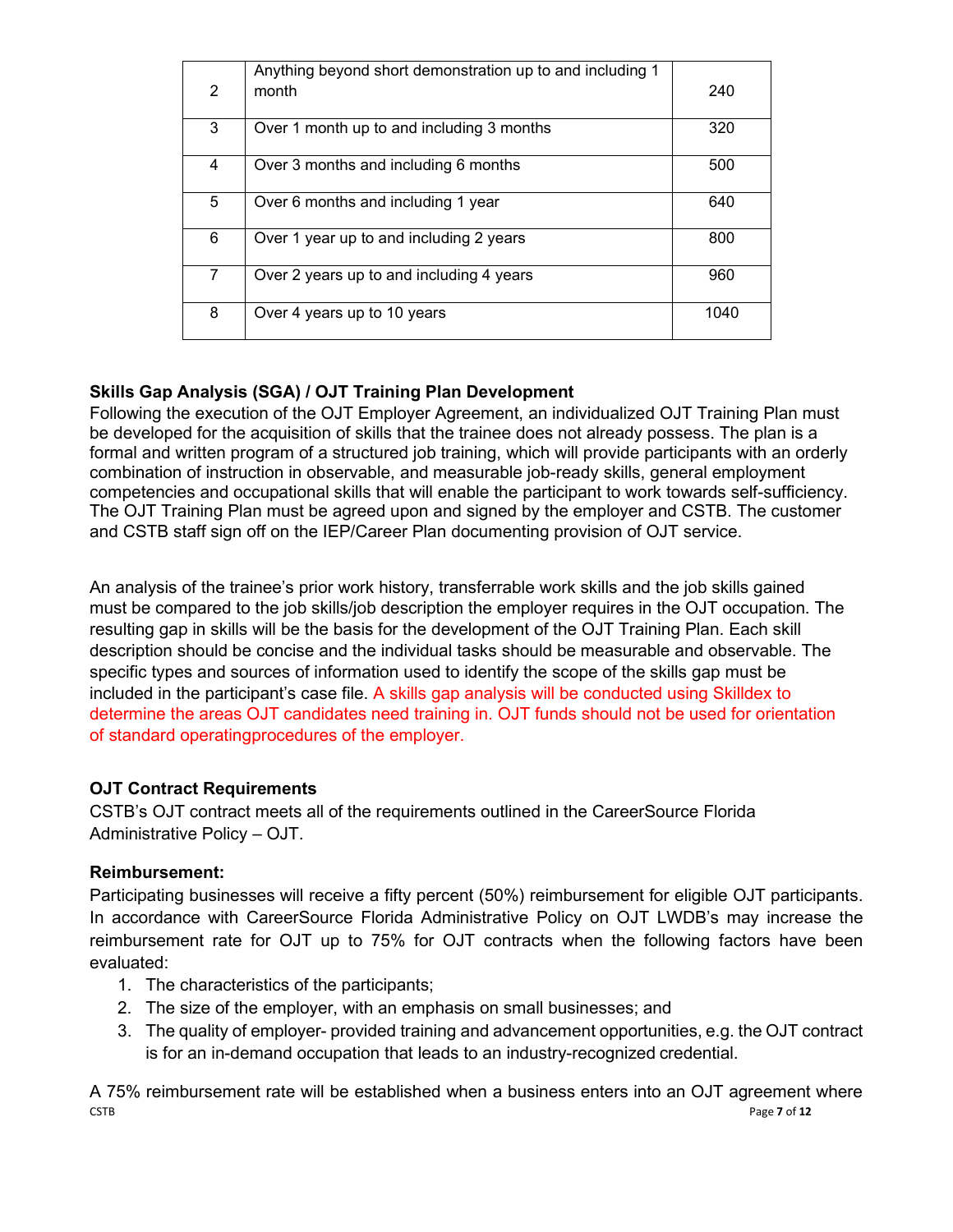| | | |
|---|---|---|
| 2 | Anything beyond short demonstration up to and including 1 month | 240 |
| 3 | Over 1 month up to and including 3 months | 320 |
| 4 | Over 3 months and including 6 months | 500 |
| 5 | Over 6 months and including 1 year | 640 |
| 6 | Over 1 year up to and including 2 years | 800 |
| 7 | Over 2 years up to and including 4 years | 960 |
| 8 | Over 4 years up to 10 years | 1040 |

**Skills Gap Analysis (SGA) / OJT Training Plan Development**

Following the execution of the OJT Employer Agreement, an individualized OJT Training Plan must be developed for the acquisition of skills that the trainee does not already possess. The plan is a formal and written program of a structured job training, which will provide participants with an orderly combination of instruction in observable, and measurable job-ready skills, general employment competencies and occupational skills that will enable the participant to work towards self-sufficiency. The OJT Training Plan must be agreed upon and signed by the employer and CSTB. The customer and CSTB staff sign off on the IEP/Career Plan documenting provision of OJT service.

An analysis of the trainee's prior work history, transferrable work skills and the job skills gained must be compared to the job skills/job description the employer requires in the OJT occupation. The resulting gap in skills will be the basis for the development of the OJT Training Plan. Each skill description should be concise and the individual tasks should be measurable and observable. The specific types and sources of information used to identify the scope of the skills gap must be included in the participant's case file. A skills gap analysis will be conducted using Skilldex to determine the areas OJT candidates need training in. OJT funds should not be used for orientation of standard operatingprocedures of the employer.

**OJT Contract Requirements**

CSTB's OJT contract meets all of the requirements outlined in the CareerSource Florida Administrative Policy – OJT.

**Reimbursement:**

Participating businesses will receive a fifty percent (50%) reimbursement for eligible OJT participants. In accordance with CareerSource Florida Administrative Policy on OJT LWDB's may increase the reimbursement rate for OJT up to 75% for OJT contracts when the following factors have been evaluated:

1. The characteristics of the participants;
2. The size of the employer, with an emphasis on small businesses; and
3. The quality of employer- provided training and advancement opportunities, e.g. the OJT contract is for an in-demand occupation that leads to an industry-recognized credential.

A 75% reimbursement rate will be established when a business enters into an OJT agreement where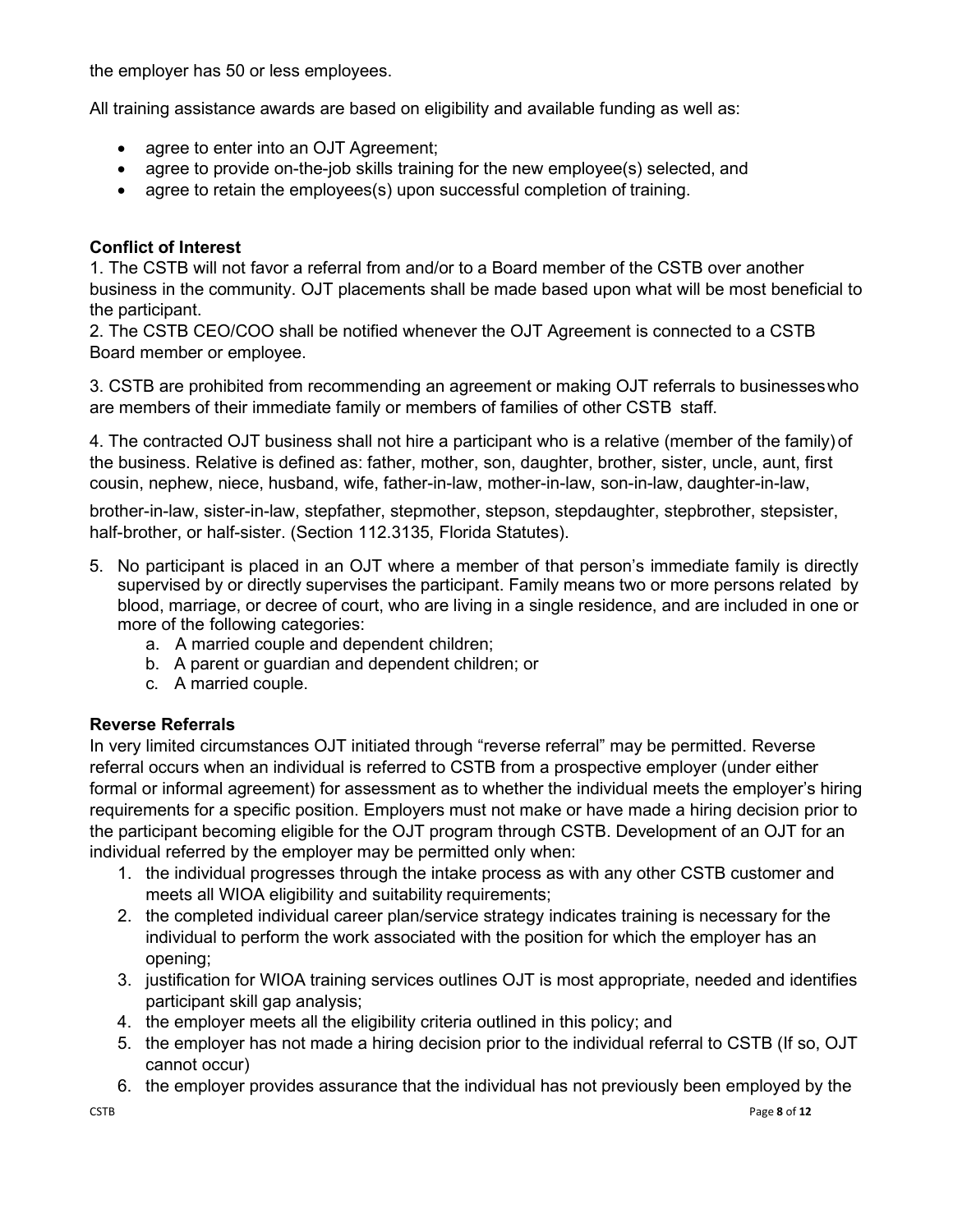the employer has 50 or less employees.

All training assistance awards are based on eligibility and available funding as well as:

- agree to enter into an OJT Agreement;
- agree to provide on-the-job skills training for the new employee(s) selected, and
- agree to retain the employees(s) upon successful completion of training.

**Conflict of Interest**

1. The CSTB will not favor a referral from and/or to a Board member of the CSTB over another business in the community. OJT placements shall be made based upon what will be most beneficial to the participant.
2. The CSTB CEO/COO shall be notified whenever the OJT Agreement is connected to a CSTB Board member or employee.

3. CSTB are prohibited from recommending an agreement or making OJT referrals to businesses who are members of their immediate family or members of families of other CSTB staff.

4. The contracted OJT business shall not hire a participant who is a relative (member of the family) of the business. Relative is defined as: father, mother, son, daughter, brother, sister, uncle, aunt, first cousin, nephew, niece, husband, wife, father-in-law, mother-in-law, son-in-law, daughter-in-law, brother-in-law, sister-in-law, stepfather, stepmother, stepson, stepdaughter, stepbrother, stepsister, half-brother, or half-sister. (Section 112.3135, Florida Statutes).

5. No participant is placed in an OJT where a member of that person's immediate family is directly supervised by or directly supervises the participant. Family means two or more persons related by blood, marriage, or decree of court, who are living in a single residence, and are included in one or more of the following categories:
   a. A married couple and dependent children;
   b. A parent or guardian and dependent children; or
   c. A married couple.

**Reverse Referrals**

In very limited circumstances OJT initiated through "reverse referral" may be permitted. Reverse referral occurs when an individual is referred to CSTB from a prospective employer (under either formal or informal agreement) for assessment as to whether the individual meets the employer's hiring requirements for a specific position. Employers must not make or have made a hiring decision prior to the participant becoming eligible for the OJT program through CSTB. Development of an OJT for an individual referred by the employer may be permitted only when:

1. the individual progresses through the intake process as with any other CSTB customer and meets all WIOA eligibility and suitability requirements;
2. the completed individual career plan/service strategy indicates training is necessary for the individual to perform the work associated with the position for which the employer has an opening;
3. justification for WIOA training services outlines OJT is most appropriate, needed and identifies participant skill gap analysis;
4. the employer meets all the eligibility criteria outlined in this policy; and
5. the employer has not made a hiring decision prior to the individual referral to CSTB (If so, OJT cannot occur)
6. the employer provides assurance that the individual has not previously been employed by the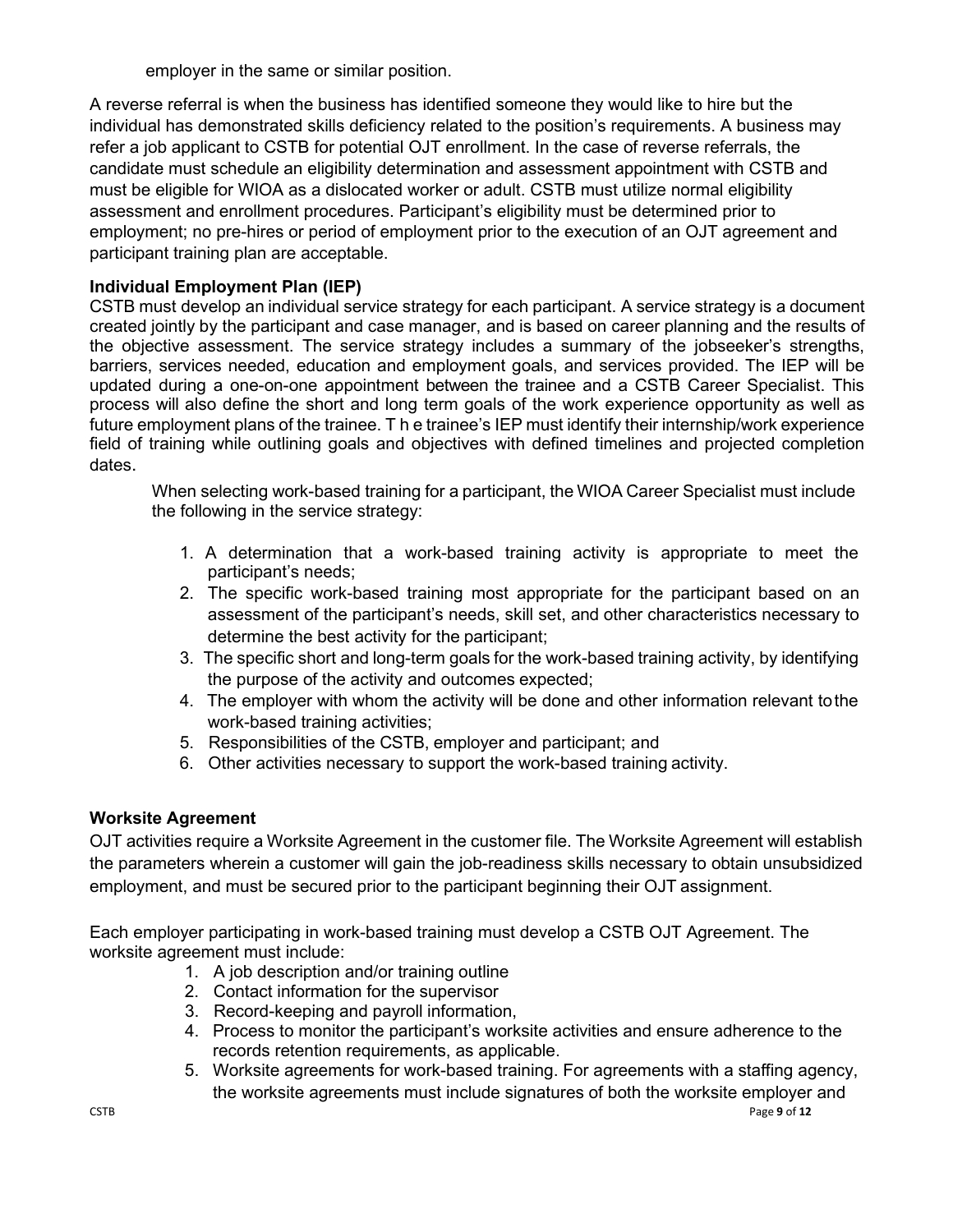employer in the same or similar position.

A reverse referral is when the business has identified someone they would like to hire but the individual has demonstrated skills deficiency related to the position's requirements. A business may refer a job applicant to CSTB for potential OJT enrollment. In the case of reverse referrals, the candidate must schedule an eligibility determination and assessment appointment with CSTB and must be eligible for WIOA as a dislocated worker or adult. CSTB must utilize normal eligibility assessment and enrollment procedures. Participant's eligibility must be determined prior to employment; no pre-hires or period of employment prior to the execution of an OJT agreement and participant training plan are acceptable.

**Individual Employment Plan (IEP)**

CSTB must develop an individual service strategy for each participant. A service strategy is a document created jointly by the participant and case manager, and is based on career planning and the results of the objective assessment. The service strategy includes a summary of the jobseeker's strengths, barriers, services needed, education and employment goals, and services provided. The IEP will be updated during a one-on-one appointment between the trainee and a CSTB Career Specialist. This process will also define the short and long term goals of the work experience opportunity as well as future employment plans of the trainee. T h e trainee's IEP must identify their internship/work experience field of training while outlining goals and objectives with defined timelines and projected completion dates.

When selecting work-based training for a participant, the WIOA Career Specialist must include the following in the service strategy:

1. A determination that a work-based training activity is appropriate to meet the participant's needs;
2. The specific work-based training most appropriate for the participant based on an assessment of the participant's needs, skill set, and other characteristics necessary to determine the best activity for the participant;
3. The specific short and long-term goals for the work-based training activity, by identifying the purpose of the activity and outcomes expected;
4. The employer with whom the activity will be done and other information relevant to the work-based training activities;
5. Responsibilities of the CSTB, employer and participant; and
6. Other activities necessary to support the work-based training activity.

**Worksite Agreement**

OJT activities require a Worksite Agreement in the customer file. The Worksite Agreement will establish the parameters wherein a customer will gain the job-readiness skills necessary to obtain unsubsidized employment, and must be secured prior to the participant beginning their OJT assignment.

Each employer participating in work-based training must develop a CSTB OJT Agreement. The worksite agreement must include:

1. A job description and/or training outline
2. Contact information for the supervisor
3. Record-keeping and payroll information,
4. Process to monitor the participant's worksite activities and ensure adherence to the records retention requirements, as applicable.
5. Worksite agreements for work-based training. For agreements with a staffing agency, the worksite agreements must include signatures of both the worksite employer and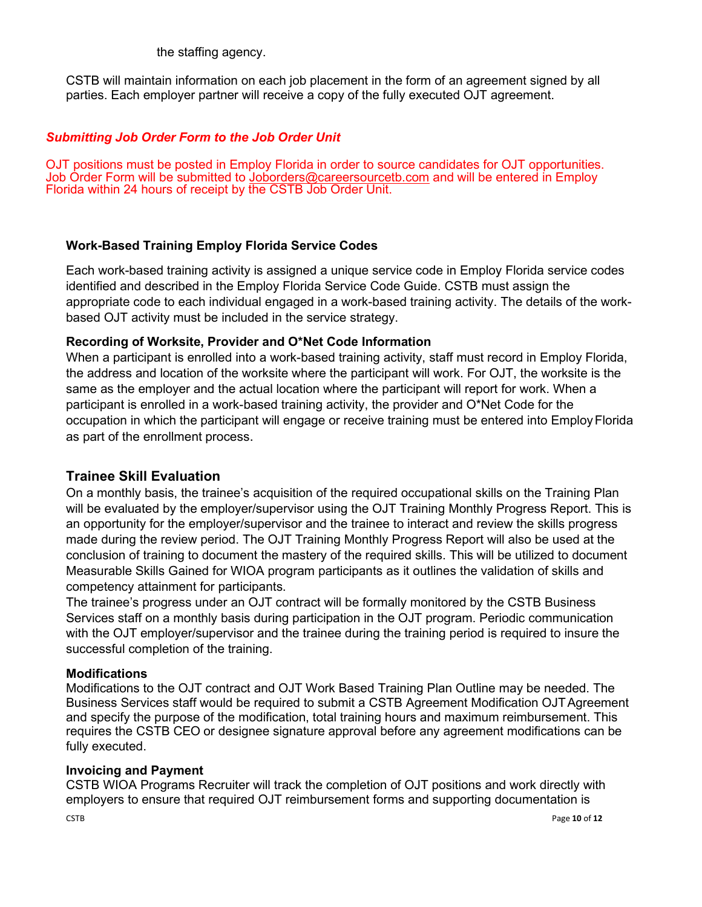the staffing agency.

CSTB will maintain information on each job placement in the form of an agreement signed by all parties. Each employer partner will receive a copy of the fully executed OJT agreement.

***Submitting Job Order Form to the Job Order Unit***

OJT positions must be posted in Employ Florida in order to source candidates for OJT opportunities. Job Order Form will be submitted to Joborders@careersourcetb.com and will be entered in Employ Florida within 24 hours of receipt by the CSTB Job Order Unit.

**Work-Based Training Employ Florida Service Codes**

Each work-based training activity is assigned a unique service code in Employ Florida service codes identified and described in the Employ Florida Service Code Guide. CSTB must assign the appropriate code to each individual engaged in a work-based training activity. The details of the work-based OJT activity must be included in the service strategy.

**Recording of Worksite, Provider and O*Net Code Information**

When a participant is enrolled into a work-based training activity, staff must record in Employ Florida, the address and location of the worksite where the participant will work. For OJT, the worksite is the same as the employer and the actual location where the participant will report for work. When a participant is enrolled in a work-based training activity, the provider and O*Net Code for the occupation in which the participant will engage or receive training must be entered into Employ Florida as part of the enrollment process.

## Trainee Skill Evaluation

On a monthly basis, the trainee's acquisition of the required occupational skills on the Training Plan will be evaluated by the employer/supervisor using the OJT Training Monthly Progress Report. This is an opportunity for the employer/supervisor and the trainee to interact and review the skills progress made during the review period. The OJT Training Monthly Progress Report will also be used at the conclusion of training to document the mastery of the required skills. This will be utilized to document Measurable Skills Gained for WIOA program participants as it outlines the validation of skills and competency attainment for participants.

The trainee's progress under an OJT contract will be formally monitored by the CSTB Business Services staff on a monthly basis during participation in the OJT program. Periodic communication with the OJT employer/supervisor and the trainee during the training period is required to insure the successful completion of the training.

**Modifications**

Modifications to the OJT contract and OJT Work Based Training Plan Outline may be needed. The Business Services staff would be required to submit a CSTB Agreement Modification OJT Agreement and specify the purpose of the modification, total training hours and maximum reimbursement. This requires the CSTB CEO or designee signature approval before any agreement modifications can be fully executed.

**Invoicing and Payment**

CSTB WIOA Programs Recruiter will track the completion of OJT positions and work directly with employers to ensure that required OJT reimbursement forms and supporting documentation is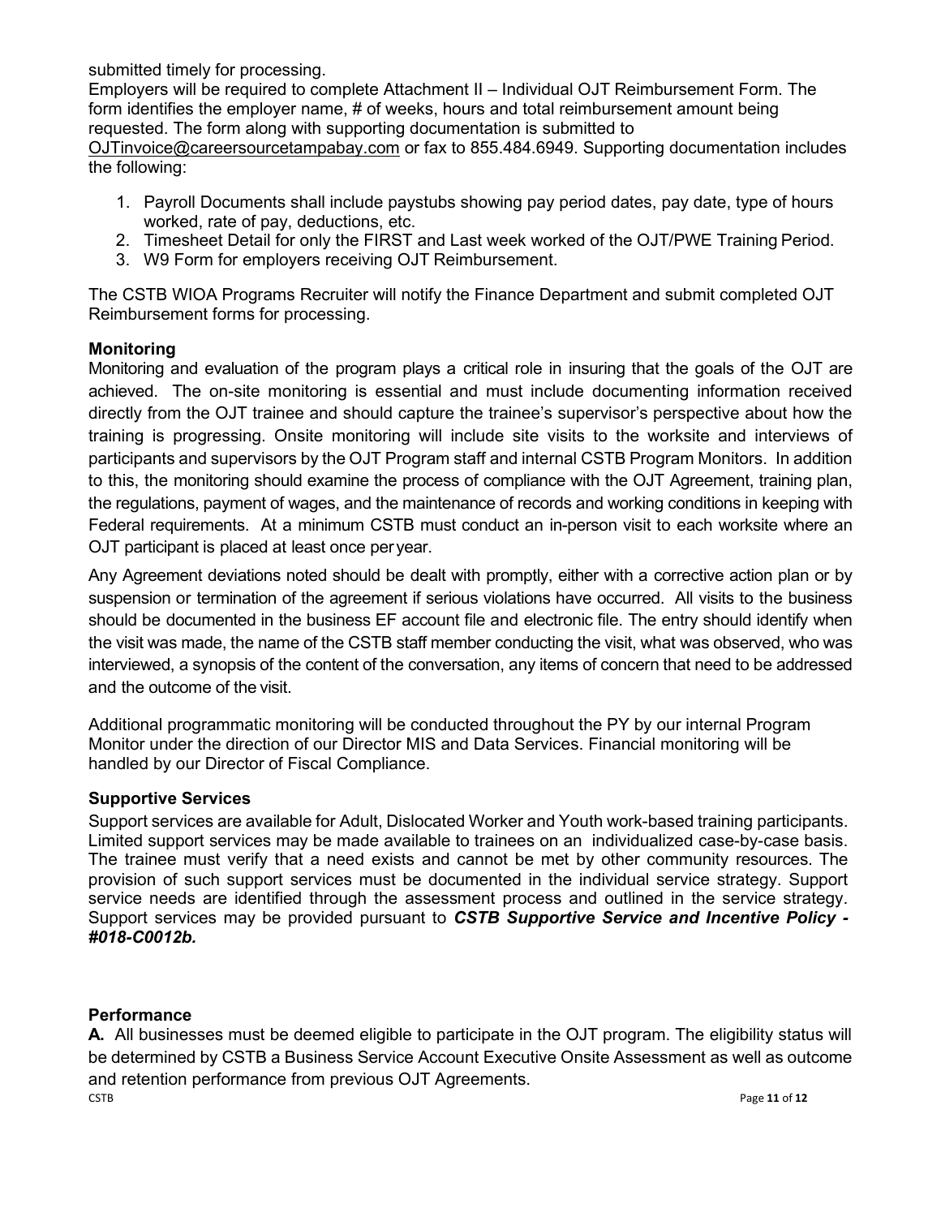submitted timely for processing.

Employers will be required to complete Attachment II – Individual OJT Reimbursement Form. The form identifies the employer name, # of weeks, hours and total reimbursement amount being requested. The form along with supporting documentation is submitted to OJTinvoice@careersourcetampabay.com or fax to 855.484.6949. Supporting documentation includes the following:

1. Payroll Documents shall include paystubs showing pay period dates, pay date, type of hours worked, rate of pay, deductions, etc.
2. Timesheet Detail for only the FIRST and Last week worked of the OJT/PWE Training Period.
3. W9 Form for employers receiving OJT Reimbursement.

The CSTB WIOA Programs Recruiter will notify the Finance Department and submit completed OJT Reimbursement forms for processing.

**Monitoring**

Monitoring and evaluation of the program plays a critical role in insuring that the goals of the OJT are achieved. The on-site monitoring is essential and must include documenting information received directly from the OJT trainee and should capture the trainee's supervisor's perspective about how the training is progressing. Onsite monitoring will include site visits to the worksite and interviews of participants and supervisors by the OJT Program staff and internal CSTB Program Monitors. In addition to this, the monitoring should examine the process of compliance with the OJT Agreement, training plan, the regulations, payment of wages, and the maintenance of records and working conditions in keeping with Federal requirements. At a minimum CSTB must conduct an in-person visit to each worksite where an OJT participant is placed at least once per year.

Any Agreement deviations noted should be dealt with promptly, either with a corrective action plan or by suspension or termination of the agreement if serious violations have occurred. All visits to the business should be documented in the business EF account file and electronic file. The entry should identify when the visit was made, the name of the CSTB staff member conducting the visit, what was observed, who was interviewed, a synopsis of the content of the conversation, any items of concern that need to be addressed and the outcome of the visit.

Additional programmatic monitoring will be conducted throughout the PY by our internal Program Monitor under the direction of our Director MIS and Data Services. Financial monitoring will be handled by our Director of Fiscal Compliance.

**Supportive Services**

Support services are available for Adult, Dislocated Worker and Youth work-based training participants. Limited support services may be made available to trainees on an individualized case-by-case basis. The trainee must verify that a need exists and cannot be met by other community resources. The provision of such support services must be documented in the individual service strategy. Support service needs are identified through the assessment process and outlined in the service strategy. Support services may be provided pursuant to ***CSTB Supportive Service and Incentive Policy - #018-C0012b.***

**Performance**

**A.** All businesses must be deemed eligible to participate in the OJT program. The eligibility status will be determined by CSTB a Business Service Account Executive Onsite Assessment as well as outcome and retention performance from previous OJT Agreements.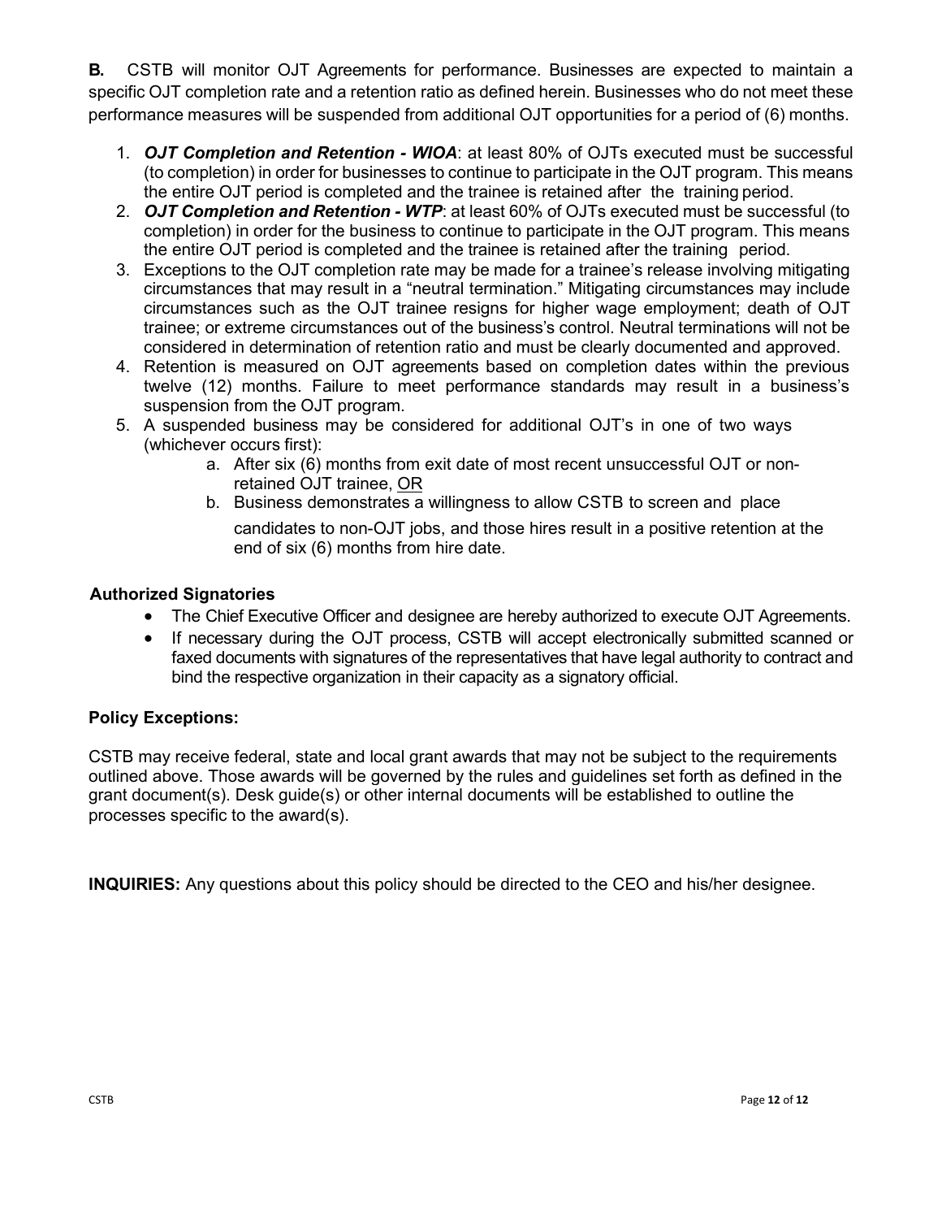**B.** CSTB will monitor OJT Agreements for performance. Businesses are expected to maintain a specific OJT completion rate and a retention ratio as defined herein. Businesses who do not meet these performance measures will be suspended from additional OJT opportunities for a period of (6) months.

1. ***OJT Completion and Retention - WIOA***: at least 80% of OJTs executed must be successful (to completion) in order for businesses to continue to participate in the OJT program. This means the entire OJT period is completed and the trainee is retained after the training period.
2. ***OJT Completion and Retention - WTP***: at least 60% of OJTs executed must be successful (to completion) in order for the business to continue to participate in the OJT program. This means the entire OJT period is completed and the trainee is retained after the training period.
3. Exceptions to the OJT completion rate may be made for a trainee's release involving mitigating circumstances that may result in a "neutral termination." Mitigating circumstances may include circumstances such as the OJT trainee resigns for higher wage employment; death of OJT trainee; or extreme circumstances out of the business's control. Neutral terminations will not be considered in determination of retention ratio and must be clearly documented and approved.
4. Retention is measured on OJT agreements based on completion dates within the previous twelve (12) months. Failure to meet performance standards may result in a business's suspension from the OJT program.
5. A suspended business may be considered for additional OJT's in one of two ways (whichever occurs first):
   a. After six (6) months from exit date of most recent unsuccessful OJT or non-retained OJT trainee, <u>OR</u>
   b. Business demonstrates a willingness to allow CSTB to screen and place candidates to non-OJT jobs, and those hires result in a positive retention at the end of six (6) months from hire date.

**Authorized Signatories**

- The Chief Executive Officer and designee are hereby authorized to execute OJT Agreements.
- If necessary during the OJT process, CSTB will accept electronically submitted scanned or faxed documents with signatures of the representatives that have legal authority to contract and bind the respective organization in their capacity as a signatory official.

**Policy Exceptions:**

CSTB may receive federal, state and local grant awards that may not be subject to the requirements outlined above. Those awards will be governed by the rules and guidelines set forth as defined in the grant document(s). Desk guide(s) or other internal documents will be established to outline the processes specific to the award(s).

**INQUIRIES:** Any questions about this policy should be directed to the CEO and his/her designee.